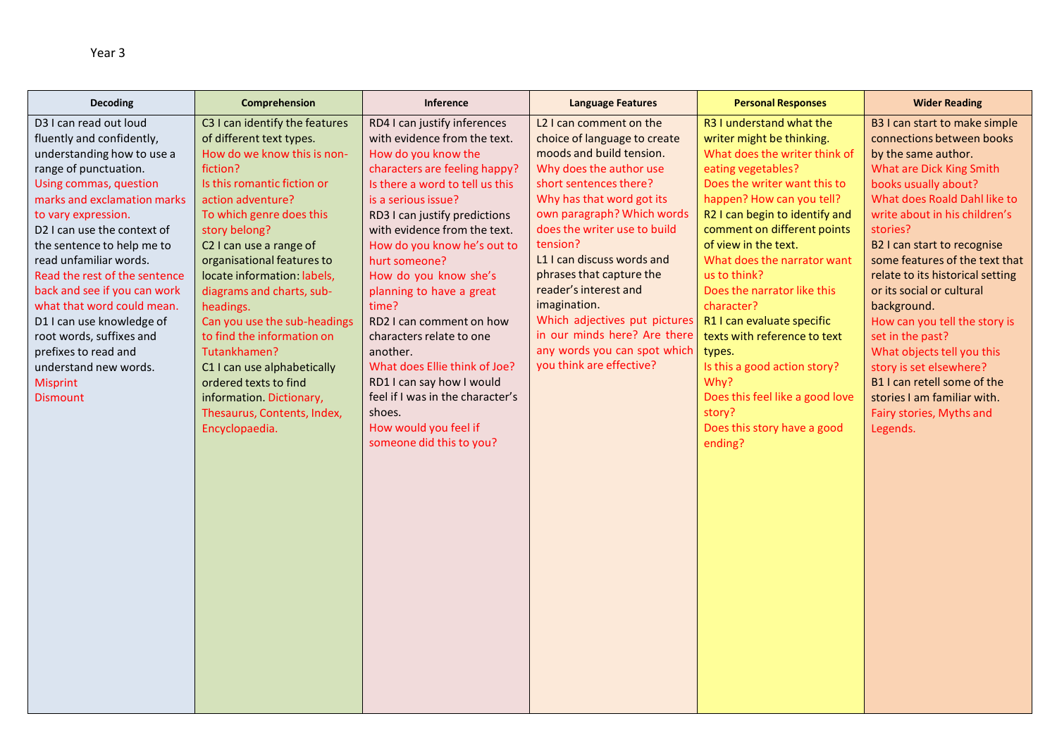Year 3

| Decoding | Comprehension | Inference | Language Features | Personal Responses | Wider Reading |
|---|---|---|---|---|---|
| D3 I can read out loud fluently and confidently, understanding how to use a range of punctuation.<br>Using commas, question marks and exclamation marks to vary expression.<br>D2 I can use the context of the sentence to help me to read unfamiliar words.<br>Read the rest of the sentence back and see if you can work what that word could mean.<br>D1 I can use knowledge of root words, suffixes and prefixes to read and understand new words.<br>Misprint<br>Dismount | C3 I can identify the features of different text types.<br>How do we know this is non-fiction?<br>Is this romantic fiction or action adventure?<br>To which genre does this story belong?<br>C2 I can use a range of organisational features to locate information: labels, diagrams and charts, sub-headings.<br>Can you use the sub-headings to find the information on Tutankhamen?<br>C1 I can use alphabetically ordered texts to find information. Dictionary, Thesaurus, Contents, Index, Encyclopaedia. | RD4 I can justify inferences with evidence from the text.<br>How do you know the characters are feeling happy?<br>Is there a word to tell us this is a serious issue?<br>RD3 I can justify predictions with evidence from the text.<br>How do you know he's out to hurt someone?<br>How do you know she's planning to have a great time?<br>RD2 I can comment on how characters relate to one another.<br>What does Ellie think of Joe?<br>RD1 I can say how I would feel if I was in the character's shoes.<br>How would you feel if someone did this to you? | L2 I can comment on the choice of language to create moods and build tension.<br>Why does the author use short sentences there?<br>Why has that word got its own paragraph? Which words does the writer use to build tension?<br>L1 I can discuss words and phrases that capture the reader's interest and imagination.<br>Which adjectives put pictures in our minds here? Are there any words you can spot which you think are effective? | R3 I understand what the writer might be thinking.<br>What does the writer think of eating vegetables?<br>Does the writer want this to happen? How can you tell?<br>R2 I can begin to identify and comment on different points of view in the text.<br>What does the narrator want us to think?<br>Does the narrator like this character?<br>R1 I can evaluate specific texts with reference to text types.<br>Is this a good action story? Why?<br>Does this feel like a good love story?<br>Does this story have a good ending? | B3 I can start to make simple connections between books by the same author.<br>What are Dick King Smith books usually about?<br>What does Roald Dahl like to write about in his children's stories?<br>B2 I can start to recognise some features of the text that relate to its historical setting or its social or cultural background.<br>How can you tell the story is set in the past?<br>What objects tell you this story is set elsewhere?<br>B1 I can retell some of the stories I am familiar with.<br>Fairy stories, Myths and Legends. |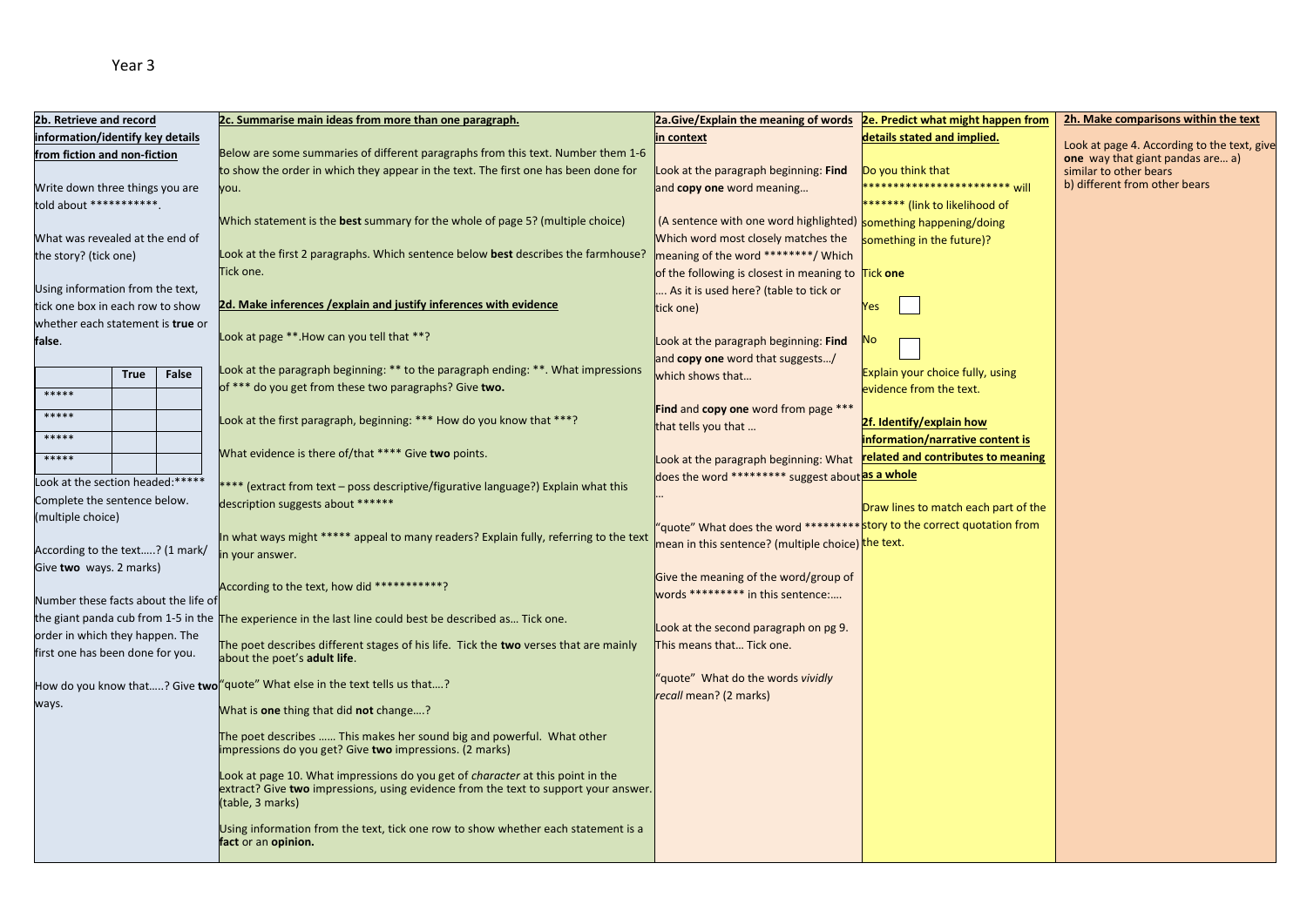Year 3

**2b. Retrieve and record information/identify key details from fiction and non-fiction**

Write down three things you are told about ***********.

What was revealed at the end of the story? (tick one)

Using information from the text, tick one box in each row to show whether each statement is **true** or **false**.

| | True | False |
|---|---|---|
| ***** | | |
| ***** | | |
| ***** | | |
| ***** | | |

Look at the section headed:***** Complete the sentence below. (multiple choice)

According to the text…..? (1 mark/ Give **two** ways. 2 marks)

Number these facts about the life of the giant panda cub from 1-5 in the order in which they happen. The first one has been done for you.

How do you know that…..? Give **two** ways.

**2c. Summarise main ideas from more than one paragraph.**

Below are some summaries of different paragraphs from this text. Number them 1-6 to show the order in which they appear in the text. The first one has been done for you.

Which statement is the **best** summary for the whole of page 5? (multiple choice)

Look at the first 2 paragraphs. Which sentence below **best** describes the farmhouse? Tick one.

**2d. Make inferences /explain and justify inferences with evidence**

Look at page **.How can you tell that **?

Look at the paragraph beginning: ** to the paragraph ending: **. What impressions of *** do you get from these two paragraphs? Give **two.**

Look at the first paragraph, beginning: *** How do you know that ***?

What evidence is there of/that **** Give **two** points.

**** (extract from text – poss descriptive/figurative language?) Explain what this description suggests about ******

In what ways might ***** appeal to many readers? Explain fully, referring to the text in your answer.

According to the text, how did ***********?

The experience in the last line could best be described as… Tick one.

The poet describes different stages of his life. Tick the **two** verses that are mainly about the poet's **adult life**.

"quote" What else in the text tells us that….?

What is **one** thing that did **not** change….?

The poet describes …… This makes her sound big and powerful. What other impressions do you get? Give **two** impressions. (2 marks)

Look at page 10. What impressions do you get of *character* at this point in the extract? Give **two** impressions, using evidence from the text to support your answer. (table, 3 marks)

Using information from the text, tick one row to show whether each statement is a **fact** or an **opinion.**

**2a.Give/Explain the meaning of words in context**

Look at the paragraph beginning: **Find** and **copy one** word meaning…

(A sentence with one word highlighted) Which word most closely matches the meaning of the word ********/ Which of the following is closest in meaning to …. As it is used here? (table to tick or tick one)

Look at the paragraph beginning: **Find** and **copy one** word that suggests…/ which shows that…

**Find** and **copy one** word from page *** that tells you that …

Look at the paragraph beginning: What does the word ********* suggest about …

"quote" What does the word ********* mean in this sentence? (multiple choice)

Give the meaning of the word/group of words ********* in this sentence:….

Look at the second paragraph on pg 9. This means that… Tick one.

"quote" What do the words *vividly recall* mean? (2 marks)

**2e. Predict what might happen from details stated and implied.**

Do you think that *********************** will ******* (link to likelihood of something happening/doing something in the future)?

Tick **one**

Yes ☐

No ☐

Explain your choice fully, using evidence from the text.

**2f. Identify/explain how information/narrative content is related and contributes to meaning as a whole**

Draw lines to match each part of the story to the correct quotation from the text.

**2h. Make comparisons within the text**

Look at page 4. According to the text, give **one** way that giant pandas are… a) similar to other bears b) different from other bears